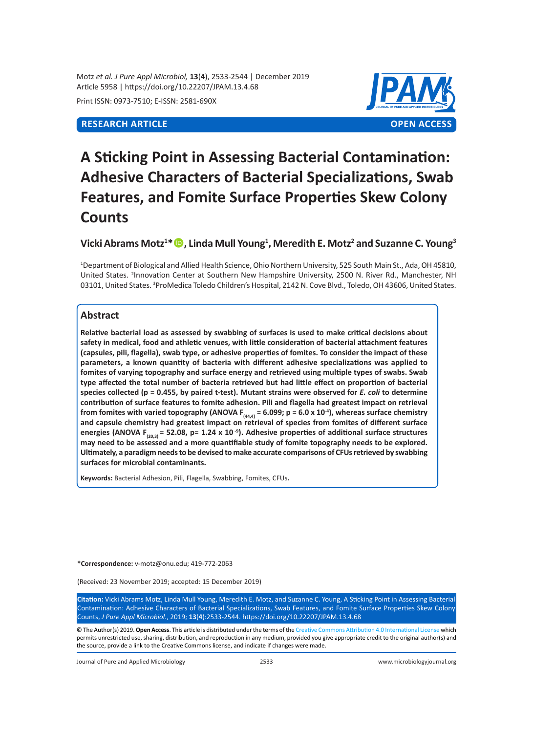Motz *et al. J Pure Appl Microbiol,* **13**(**4**), 2533-2544 | December 2019
Article 5958 | https://doi.org/10.22207/JPAM.13.4.68

Print ISSN: 0973-7510; E-ISSN: 2581-690X

**RESEARCH ARTICLE** **OPEN ACCESS**

# A Sticking Point in Assessing Bacterial Contamination: Adhesive Characters of Bacterial Specializations, Swab Features, and Fomite Surface Properties Skew Colony Counts

**Vicki Abrams Motz[1]\*, Linda Mull Young[1], Meredith E. Motz[2] and Suzanne C. Young[3]**

[1]Department of Biological and Allied Health Science, Ohio Northern University, 525 South Main St., Ada, OH 45810, United States. [2]Innovation Center at Southern New Hampshire University, 2500 N. River Rd., Manchester, NH 03101, United States. [3]ProMedica Toledo Children's Hospital, 2142 N. Cove Blvd., Toledo, OH 43606, United States.

## Abstract

**Relative bacterial load as assessed by swabbing of surfaces is used to make critical decisions about safety in medical, food and athletic venues, with little consideration of bacterial attachment features (capsules, pili, flagella), swab type, or adhesive properties of fomites. To consider the impact of these parameters, a known quantity of bacteria with different adhesive specializations was applied to fomites of varying topography and surface energy and retrieved using multiple types of swabs. Swab type affected the total number of bacteria retrieved but had little effect on proportion of bacterial species collected (p = 0.455, by paired t-test). Mutant strains were observed for *E. coli* to determine contribution of surface features to fomite adhesion. Pili and flagella had greatest impact on retrieval from fomites with varied topography (ANOVA $F_{(44,4)}$ = 6.099; p = 6.0 x $10^{-4}$), whereas surface chemistry and capsule chemistry had greatest impact on retrieval of species from fomites of different surface energies (ANOVA $F_{(20,3)}$ = 52.08, p= 1.24 x $10^{-9}$). Adhesive properties of additional surface structures may need to be assessed and a more quantifiable study of fomite topography needs to be explored. Ultimately, a paradigm needs to be devised to make accurate comparisons of CFUs retrieved by swabbing surfaces for microbial contaminants.**

**Keywords:** Bacterial Adhesion, Pili, Flagella, Swabbing, Fomites, CFUs**.**

**\*Correspondence:** v-motz@onu.edu; 419-772-2063

(Received: 23 November 2019; accepted: 15 December 2019)

**Citation:** Vicki Abrams Motz, Linda Mull Young, Meredith E. Motz, and Suzanne C. Young, A Sticking Point in Assessing Bacterial Contamination: Adhesive Characters of Bacterial Specializations, Swab Features, and Fomite Surface Properties Skew Colony Counts, *J Pure Appl Microbiol*., 2019; **13**(**4**):2533-2544. https://doi.org/10.22207/JPAM.13.4.68

© The Author(s) 2019. **Open Access**. This article is distributed under the terms of the Creative Commons Attribution 4.0 International License which permits unrestricted use, sharing, distribution, and reproduction in any medium, provided you give appropriate credit to the original author(s) and the source, provide a link to the Creative Commons license, and indicate if changes were made.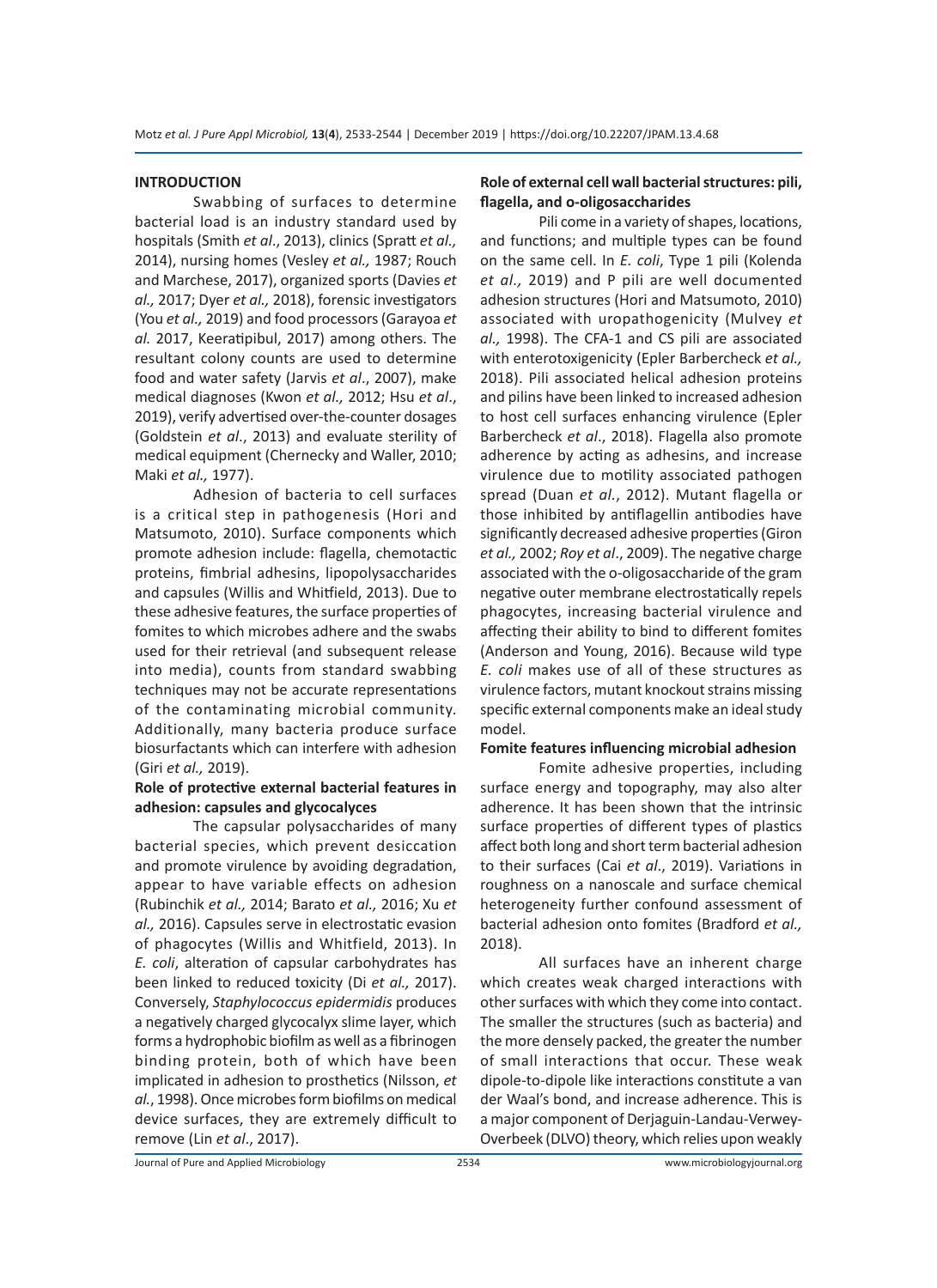## INTRODUCTION

Swabbing of surfaces to determine bacterial load is an industry standard used by hospitals (Smith *et al*., 2013), clinics (Spratt *et al.,* 2014), nursing homes (Vesley *et al.,* 1987; Rouch and Marchese, 2017), organized sports (Davies *et al.,* 2017; Dyer *et al.,* 2018), forensic investigators (You *et al.,* 2019) and food processors (Garayoa *et al.* 2017, Keeratipibul, 2017) among others. The resultant colony counts are used to determine food and water safety (Jarvis *et al*., 2007), make medical diagnoses (Kwon *et al.,* 2012; Hsu *et al*., 2019), verify advertised over-the-counter dosages (Goldstein *et al*., 2013) and evaluate sterility of medical equipment (Chernecky and Waller, 2010; Maki *et al.,* 1977).

Adhesion of bacteria to cell surfaces is a critical step in pathogenesis (Hori and Matsumoto, 2010). Surface components which promote adhesion include: flagella, chemotactic proteins, fimbrial adhesins, lipopolysaccharides and capsules (Willis and Whitfield, 2013). Due to these adhesive features, the surface properties of fomites to which microbes adhere and the swabs used for their retrieval (and subsequent release into media), counts from standard swabbing techniques may not be accurate representations of the contaminating microbial community. Additionally, many bacteria produce surface biosurfactants which can interfere with adhesion (Giri *et al.,* 2019).

### Role of protective external bacterial features in adhesion: capsules and glycocalyces

The capsular polysaccharides of many bacterial species, which prevent desiccation and promote virulence by avoiding degradation, appear to have variable effects on adhesion (Rubinchik *et al.,* 2014; Barato *et al.,* 2016; Xu *et al.,* 2016). Capsules serve in electrostatic evasion of phagocytes (Willis and Whitfield, 2013). In *E. coli*, alteration of capsular carbohydrates has been linked to reduced toxicity (Di *et al.,* 2017). Conversely, *Staphylococcus epidermidis* produces a negatively charged glycocalyx slime layer, which forms a hydrophobic biofilm as well as a fibrinogen binding protein, both of which have been implicated in adhesion to prosthetics (Nilsson, *et al.*, 1998). Once microbes form biofilms on medical device surfaces, they are extremely difficult to remove (Lin *et al*., 2017).

### Role of external cell wall bacterial structures: pili, flagella, and o-oligosaccharides

Pili come in a variety of shapes, locations, and functions; and multiple types can be found on the same cell. In *E. coli*, Type 1 pili (Kolenda *et al.,* 2019) and P pili are well documented adhesion structures (Hori and Matsumoto, 2010) associated with uropathogenicity (Mulvey *et al.,* 1998). The CFA-1 and CS pili are associated with enterotoxigenicity (Epler Barbercheck *et al.,* 2018). Pili associated helical adhesion proteins and pilins have been linked to increased adhesion to host cell surfaces enhancing virulence (Epler Barbercheck *et al*., 2018). Flagella also promote adherence by acting as adhesins, and increase virulence due to motility associated pathogen spread (Duan *et al.*, 2012). Mutant flagella or those inhibited by antiflagellin antibodies have significantly decreased adhesive properties (Giron *et al.,* 2002; *Roy et al*., 2009). The negative charge associated with the o-oligosaccharide of the gram negative outer membrane electrostatically repels phagocytes, increasing bacterial virulence and affecting their ability to bind to different fomites (Anderson and Young, 2016). Because wild type *E. coli* makes use of all of these structures as virulence factors, mutant knockout strains missing specific external components make an ideal study model.

### Fomite features influencing microbial adhesion

Fomite adhesive properties, including surface energy and topography, may also alter adherence. It has been shown that the intrinsic surface properties of different types of plastics affect both long and short term bacterial adhesion to their surfaces (Cai *et al*., 2019). Variations in roughness on a nanoscale and surface chemical heterogeneity further confound assessment of bacterial adhesion onto fomites (Bradford *et al.,* 2018).

All surfaces have an inherent charge which creates weak charged interactions with other surfaces with which they come into contact. The smaller the structures (such as bacteria) and the more densely packed, the greater the number of small interactions that occur. These weak dipole-to-dipole like interactions constitute a van der Waal's bond, and increase adherence. This is a major component of Derjaguin-Landau-Verwey-Overbeek (DLVO) theory, which relies upon weakly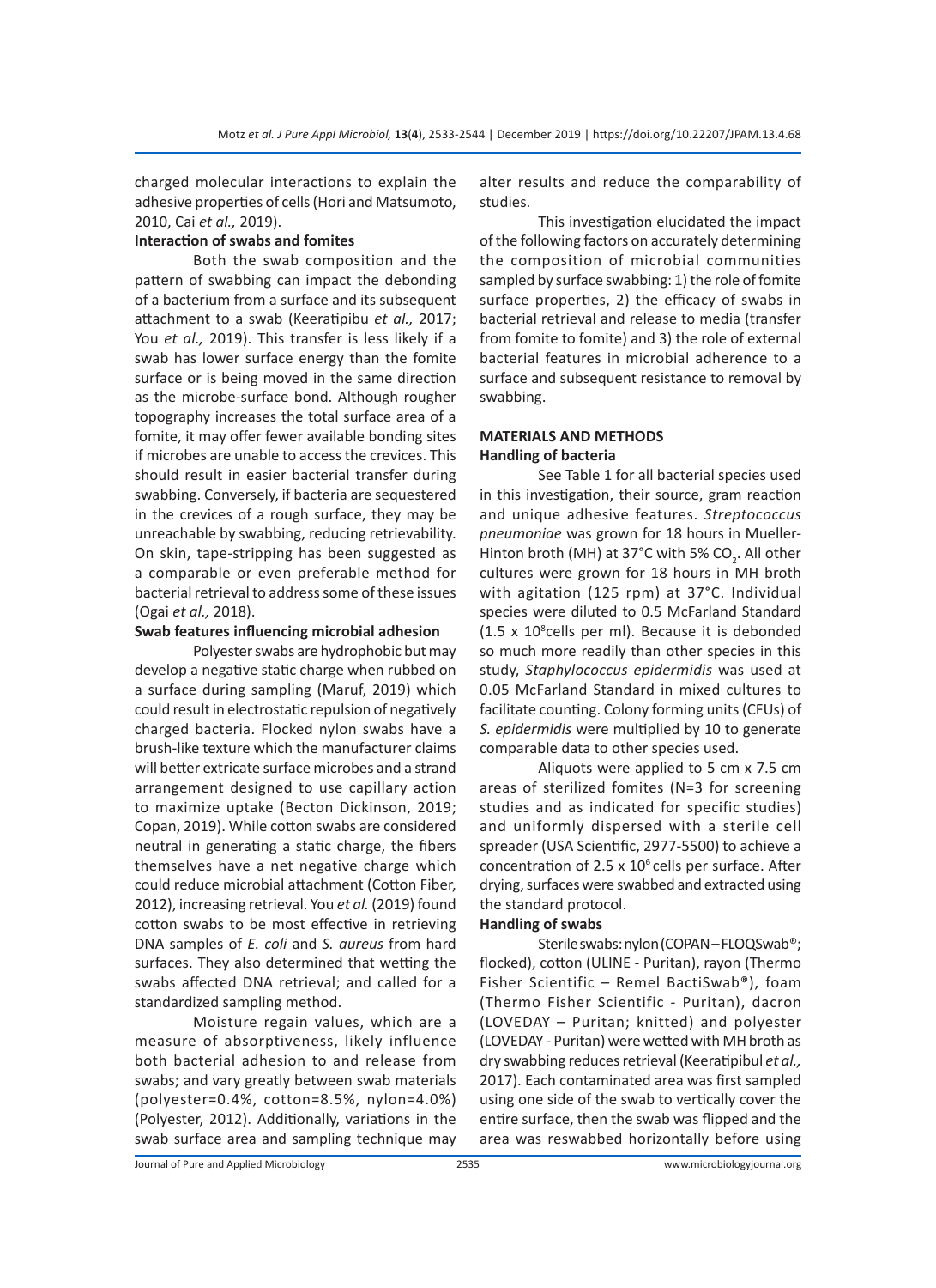charged molecular interactions to explain the adhesive properties of cells (Hori and Matsumoto, 2010, Cai *et al.,* 2019).

### Interaction of swabs and fomites

Both the swab composition and the pattern of swabbing can impact the debonding of a bacterium from a surface and its subsequent attachment to a swab (Keeratipibu *et al.,* 2017; You *et al.,* 2019). This transfer is less likely if a swab has lower surface energy than the fomite surface or is being moved in the same direction as the microbe-surface bond. Although rougher topography increases the total surface area of a fomite, it may offer fewer available bonding sites if microbes are unable to access the crevices. This should result in easier bacterial transfer during swabbing. Conversely, if bacteria are sequestered in the crevices of a rough surface, they may be unreachable by swabbing, reducing retrievability. On skin, tape-stripping has been suggested as a comparable or even preferable method for bacterial retrieval to address some of these issues (Ogai *et al.,* 2018).

### Swab features influencing microbial adhesion

Polyester swabs are hydrophobic but may develop a negative static charge when rubbed on a surface during sampling (Maruf, 2019) which could result in electrostatic repulsion of negatively charged bacteria. Flocked nylon swabs have a brush-like texture which the manufacturer claims will better extricate surface microbes and a strand arrangement designed to use capillary action to maximize uptake (Becton Dickinson, 2019; Copan, 2019). While cotton swabs are considered neutral in generating a static charge, the fibers themselves have a net negative charge which could reduce microbial attachment (Cotton Fiber, 2012), increasing retrieval. You *et al.* (2019) found cotton swabs to be most effective in retrieving DNA samples of *E. coli* and *S. aureus* from hard surfaces. They also determined that wetting the swabs affected DNA retrieval; and called for a standardized sampling method.

Moisture regain values, which are a measure of absorptiveness, likely influence both bacterial adhesion to and release from swabs; and vary greatly between swab materials (polyester=0.4%, cotton=8.5%, nylon=4.0%) (Polyester, 2012). Additionally, variations in the swab surface area and sampling technique may alter results and reduce the comparability of studies.

This investigation elucidated the impact of the following factors on accurately determining the composition of microbial communities sampled by surface swabbing: 1) the role of fomite surface properties, 2) the efficacy of swabs in bacterial retrieval and release to media (transfer from fomite to fomite) and 3) the role of external bacterial features in microbial adherence to a surface and subsequent resistance to removal by swabbing.

## MATERIALS AND METHODS

### Handling of bacteria

See Table 1 for all bacterial species used in this investigation, their source, gram reaction and unique adhesive features. *Streptococcus pneumoniae* was grown for 18 hours in Mueller-Hinton broth (MH) at 37°C with 5% $CO_2$. All other cultures were grown for 18 hours in MH broth with agitation (125 rpm) at 37°C. Individual species were diluted to 0.5 McFarland Standard ($1.5 \times 10^8$cells per ml). Because it is debonded so much more readily than other species in this study, *Staphylococcus epidermidis* was used at 0.05 McFarland Standard in mixed cultures to facilitate counting. Colony forming units (CFUs) of *S. epidermidis* were multiplied by 10 to generate comparable data to other species used.

Aliquots were applied to 5 cm x 7.5 cm areas of sterilized fomites (N=3 for screening studies and as indicated for specific studies) and uniformly dispersed with a sterile cell spreader (USA Scientific, 2977-5500) to achieve a concentration of $2.5 \times 10^6$ cells per surface. After drying, surfaces were swabbed and extracted using the standard protocol.

### Handling of swabs

Sterile swabs: nylon (COPAN – FLOQSwab®; flocked), cotton (ULINE - Puritan), rayon (Thermo Fisher Scientific – Remel BactiSwab®), foam (Thermo Fisher Scientific - Puritan), dacron (LOVEDAY – Puritan; knitted) and polyester (LOVEDAY - Puritan) were wetted with MH broth as dry swabbing reduces retrieval (Keeratipibul *et al.,* 2017). Each contaminated area was first sampled using one side of the swab to vertically cover the entire surface, then the swab was flipped and the area was reswabbed horizontally before using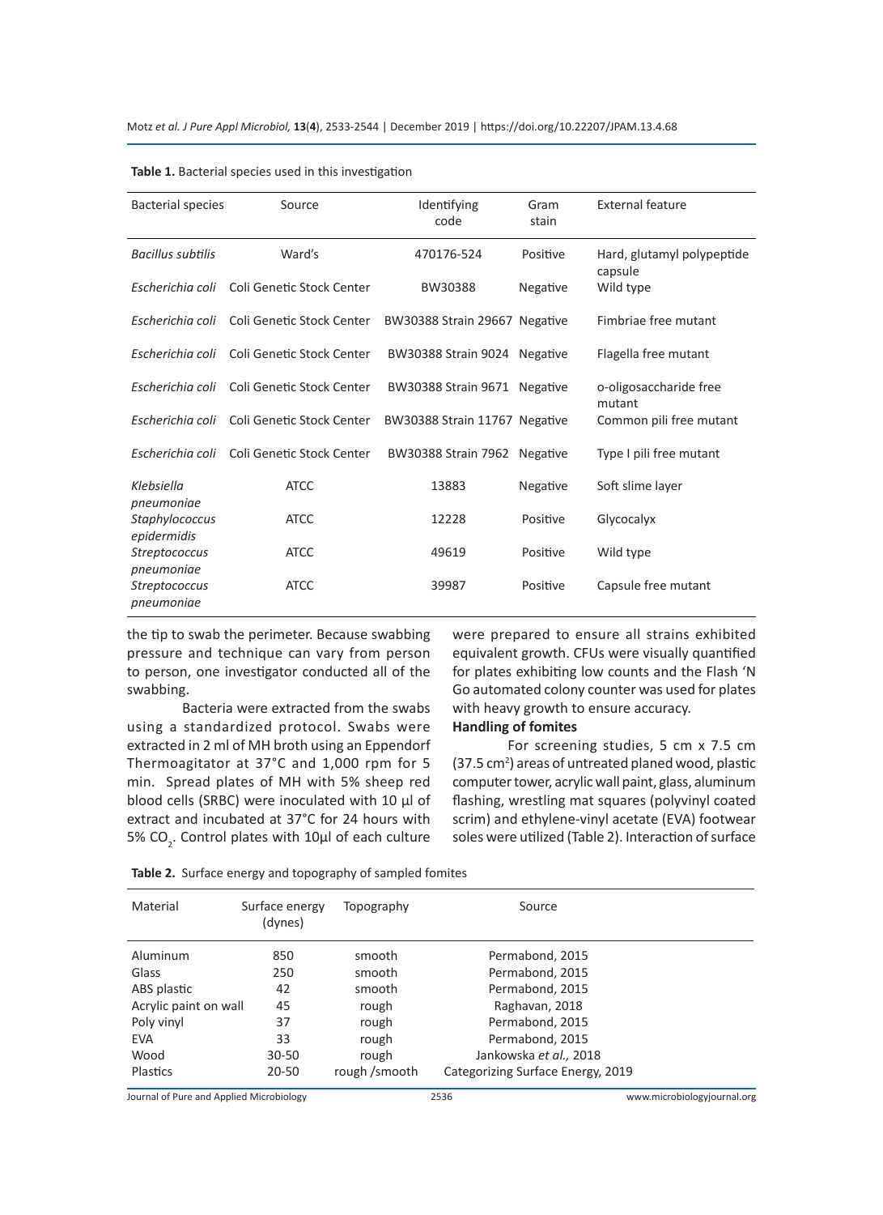**Table 1.** Bacterial species used in this investigation

| Bacterial species | Source | Identifying code | Gram stain | External feature |
|---|---|---|---|---|
| *Bacillus subtilis* | Ward's | 470176-524 | Positive | Hard, glutamyl polypeptide capsule |
| *Escherichia coli* | Coli Genetic Stock Center | BW30388 | Negative | Wild type |
| *Escherichia coli* | Coli Genetic Stock Center | BW30388 Strain 29667 | Negative | Fimbriae free mutant |
| *Escherichia coli* | Coli Genetic Stock Center | BW30388 Strain 9024 | Negative | Flagella free mutant |
| *Escherichia coli* | Coli Genetic Stock Center | BW30388 Strain 9671 | Negative | o-oligosaccharide free mutant |
| *Escherichia coli* | Coli Genetic Stock Center | BW30388 Strain 11767 | Negative | Common pili free mutant |
| *Escherichia coli* | Coli Genetic Stock Center | BW30388 Strain 7962 | Negative | Type I pili free mutant |
| *Klebsiella pneumoniae* | ATCC | 13883 | Negative | Soft slime layer |
| *Staphylococcus epidermidis* | ATCC | 12228 | Positive | Glycocalyx |
| *Streptococcus pneumoniae* | ATCC | 49619 | Positive | Wild type |
| *Streptococcus pneumoniae* | ATCC | 39987 | Positive | Capsule free mutant |

the tip to swab the perimeter. Because swabbing pressure and technique can vary from person to person, one investigator conducted all of the swabbing.

Bacteria were extracted from the swabs using a standardized protocol. Swabs were extracted in 2 ml of MH broth using an Eppendorf Thermoagitator at 37°C and 1,000 rpm for 5 min. Spread plates of MH with 5% sheep red blood cells (SRBC) were inoculated with 10 µl of extract and incubated at 37°C for 24 hours with 5% $CO_2$. Control plates with 10µl of each culture were prepared to ensure all strains exhibited equivalent growth. CFUs were visually quantified for plates exhibiting low counts and the Flash 'N Go automated colony counter was used for plates with heavy growth to ensure accuracy.

**Handling of fomites**

For screening studies, 5 cm x 7.5 cm (37.5 $cm^2$) areas of untreated planed wood, plastic computer tower, acrylic wall paint, glass, aluminum flashing, wrestling mat squares (polyvinyl coated scrim) and ethylene-vinyl acetate (EVA) footwear soles were utilized (Table 2). Interaction of surface

**Table 2.** Surface energy and topography of sampled fomites

| Material | Surface energy (dynes) | Topography | Source |
|---|---|---|---|
| Aluminum | 850 | smooth | Permabond, 2015 |
| Glass | 250 | smooth | Permabond, 2015 |
| ABS plastic | 42 | smooth | Permabond, 2015 |
| Acrylic paint on wall | 45 | rough | Raghavan, 2018 |
| Poly vinyl | 37 | rough | Permabond, 2015 |
| EVA | 33 | rough | Permabond, 2015 |
| Wood | 30-50 | rough | Jankowska *et al.,* 2018 |
| Plastics | 20-50 | rough /smooth | Categorizing Surface Energy, 2019 |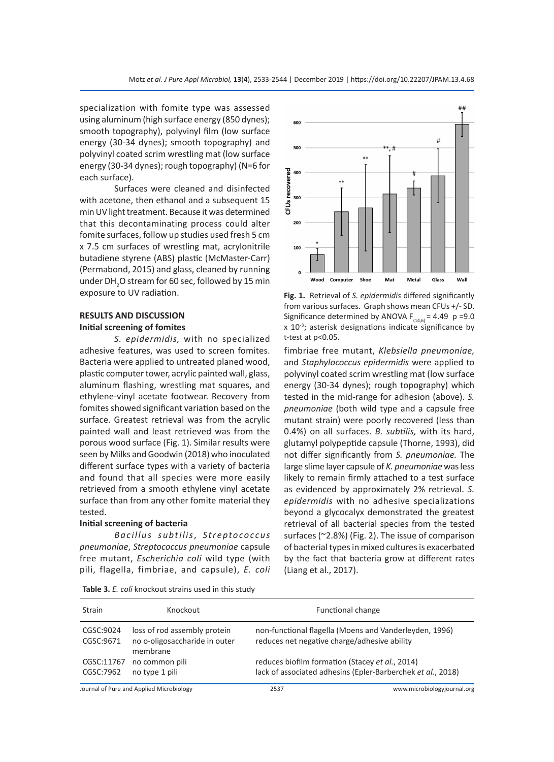specialization with fomite type was assessed using aluminum (high surface energy (850 dynes); smooth topography), polyvinyl film (low surface energy (30-34 dynes); smooth topography) and polyvinyl coated scrim wrestling mat (low surface energy (30-34 dynes); rough topography) (N=6 for each surface).

Surfaces were cleaned and disinfected with acetone, then ethanol and a subsequent 15 min UV light treatment. Because it was determined that this decontaminating process could alter fomite surfaces, follow up studies used fresh 5 cm x 7.5 cm surfaces of wrestling mat, acrylonitrile butadiene styrene (ABS) plastic (McMaster-Carr) (Permabond, 2015) and glass, cleaned by running under $DH_2O$ stream for 60 sec, followed by 15 min exposure to UV radiation.

## RESULTS AND DISCUSSION

### Initial screening of fomites

*S. epidermidis,* with no specialized adhesive features, was used to screen fomites. Bacteria were applied to untreated planed wood, plastic computer tower, acrylic painted wall, glass, aluminum flashing, wrestling mat squares, and ethylene-vinyl acetate footwear. Recovery from fomites showed significant variation based on the surface. Greatest retrieval was from the acrylic painted wall and least retrieved was from the porous wood surface (Fig. 1). Similar results were seen by Milks and Goodwin (2018) who inoculated different surface types with a variety of bacteria and found that all species were more easily retrieved from a smooth ethylene vinyl acetate surface than from any other fomite material they tested.

**Fig. 1.** Retrieval of *S. epidermidis* differed significantly from various surfaces. Graph shows mean CFUs +/- SD. Significance determined by ANOVA $F_{(14,6)} = 4.49$ $p = 9.0 \times 10^{-3}$; asterisk designations indicate significance by t-test at $p<0.05$.

### Initial screening of bacteria

*Bacillus subtilis, Streptococcus pneumoniae*, *Streptococcus pneumoniae* capsule free mutant, *Escherichia coli* wild type (with pili, flagella, fimbriae, and capsule), *E. coli* fimbriae free mutant, *Klebsiella pneumoniae,* and *Staphylococcus epidermidis* were applied to polyvinyl coated scrim wrestling mat (low surface energy (30-34 dynes); rough topography) which tested in the mid-range for adhesion (above). *S. pneumoniae* (both wild type and a capsule free mutant strain) were poorly recovered (less than 0.4%) on all surfaces. *B. subtilis,* with its hard, glutamyl polypeptide capsule (Thorne, 1993), did not differ significantly from *S. pneumoniae.* The large slime layer capsule of *K. pneumoniae* was less likely to remain firmly attached to a test surface as evidenced by approximately 2% retrieval. *S. epidermidis* with no adhesive specializations beyond a glycocalyx demonstrated the greatest retrieval of all bacterial species from the tested surfaces (~2.8%) (Fig. 2). The issue of comparison of bacterial types in mixed cultures is exacerbated by the fact that bacteria grow at different rates (Liang et al., 2017).

**Table 3.** *E. coli* knockout strains used in this study

| Strain | Knockout | Functional change |
|---|---|---|
| CGSC:9024 | loss of rod assembly protein | non-functional flagella (Moens and Vanderleyden, 1996) |
| CGSC:9671 | no o-oligosaccharide in outer membrane | reduces net negative charge/adhesive ability |
| CGSC:11767 | no common pili | reduces biofilm formation (Stacey *et al.*, 2014) |
| CGSC:7962 | no type 1 pili | lack of associated adhesins (Epler-Barberchek *et al.*, 2018) |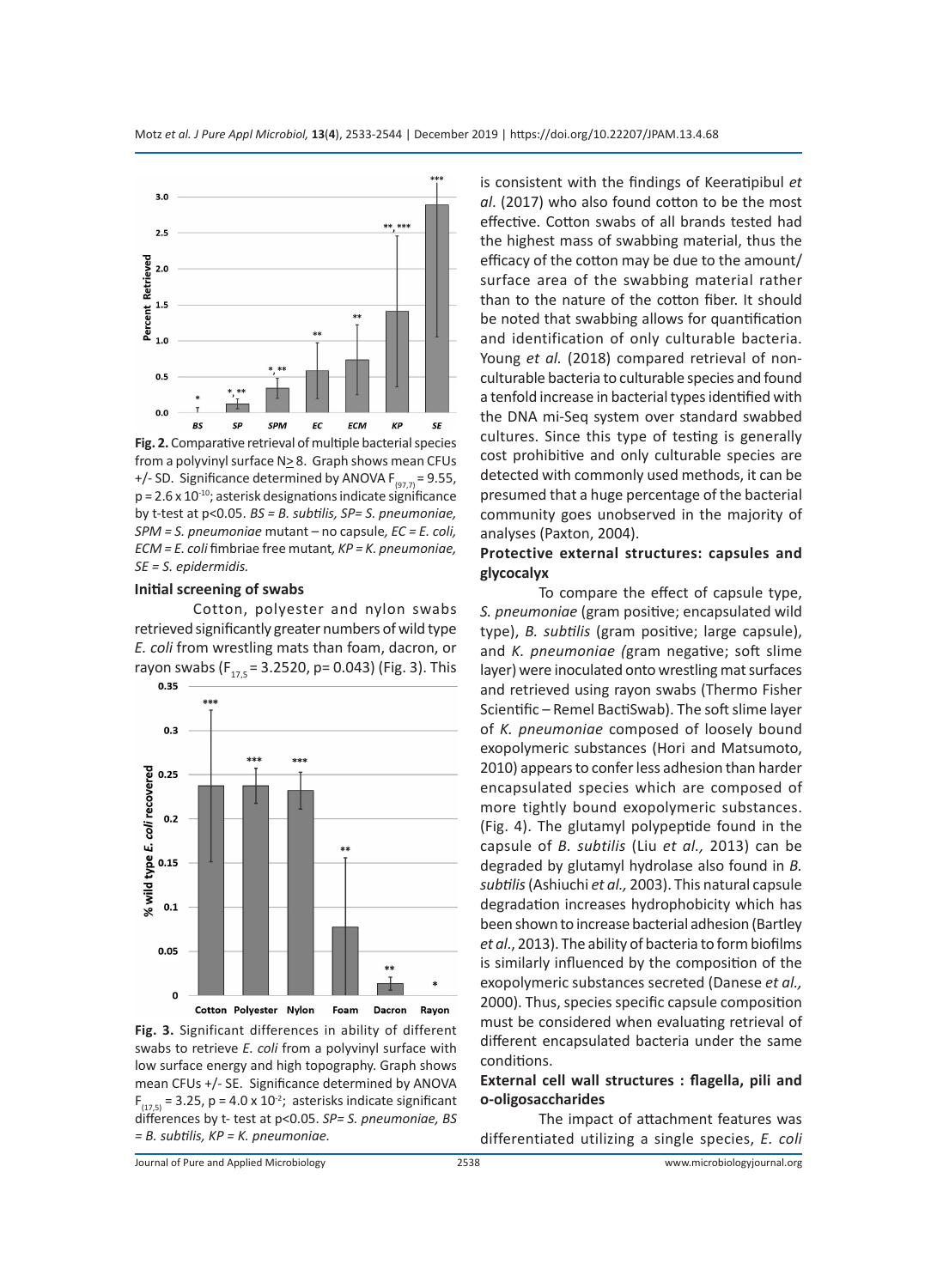**Fig. 2.** Comparative retrieval of multiple bacterial species from a polyvinyl surface N≥ 8. Graph shows mean CFUs +/- SD. Significance determined by ANOVA $F_{(97,7)} = 9.55$, $p = 2.6 \times 10^{-10}$; asterisk designations indicate significance by t-test at $p<0.05$. *BS = B. subtilis, SP= S. pneumoniae, SPM = S. pneumoniae* mutant – no capsule, *EC = E. coli, ECM = E. coli* fimbriae free mutant, *KP = K. pneumoniae, SE = S. epidermidis.*

### Initial screening of swabs

Cotton, polyester and nylon swabs retrieved significantly greater numbers of wild type *E. coli* from wrestling mats than foam, dacron, or rayon swabs ($F_{17,5} = 3.2520$, $p= 0.043$) (Fig. 3). This is consistent with the findings of Keeratipibul *et al.* (2017) who also found cotton to be the most effective. Cotton swabs of all brands tested had the highest mass of swabbing material, thus the efficacy of the cotton may be due to the amount/surface area of the swabbing material rather than to the nature of the cotton fiber. It should be noted that swabbing allows for quantification and identification of only culturable bacteria. Young *et al.* (2018) compared retrieval of non-culturable bacteria to culturable species and found a tenfold increase in bacterial types identified with the DNA mi-Seq system over standard swabbed cultures. Since this type of testing is generally cost prohibitive and only culturable species are detected with commonly used methods, it can be presumed that a huge percentage of the bacterial community goes unobserved in the majority of analyses (Paxton, 2004).

**Fig. 3.** Significant differences in ability of different swabs to retrieve *E. coli* from a polyvinyl surface with low surface energy and high topography. Graph shows mean CFUs +/- SE. Significance determined by ANOVA $F_{(17,5)} = 3.25$, $p = 4.0 \times 10^{-2}$; asterisks indicate significant differences by t- test at $p<0.05$. *SP= S. pneumoniae, BS = B. subtilis, KP = K. pneumoniae.*

### Protective external structures: capsules and glycocalyx

To compare the effect of capsule type, *S. pneumoniae* (gram positive; encapsulated wild type), *B. subtilis* (gram positive; large capsule), and *K. pneumoniae (*gram negative; soft slime layer) were inoculated onto wrestling mat surfaces and retrieved using rayon swabs (Thermo Fisher Scientific – Remel BactiSwab). The soft slime layer of *K. pneumoniae* composed of loosely bound exopolymeric substances (Hori and Matsumoto, 2010) appears to confer less adhesion than harder encapsulated species which are composed of more tightly bound exopolymeric substances. (Fig. 4). The glutamyl polypeptide found in the capsule of *B. subtilis* (Liu *et al.,* 2013) can be degraded by glutamyl hydrolase also found in *B. subtilis* (Ashiuchi *et al.,* 2003). This natural capsule degradation increases hydrophobicity which has been shown to increase bacterial adhesion (Bartley *et al*., 2013). The ability of bacteria to form biofilms is similarly influenced by the composition of the exopolymeric substances secreted (Danese *et al.,* 2000). Thus, species specific capsule composition must be considered when evaluating retrieval of different encapsulated bacteria under the same conditions.

### External cell wall structures : flagella, pili and o-oligosaccharides

The impact of attachment features was differentiated utilizing a single species, *E. coli*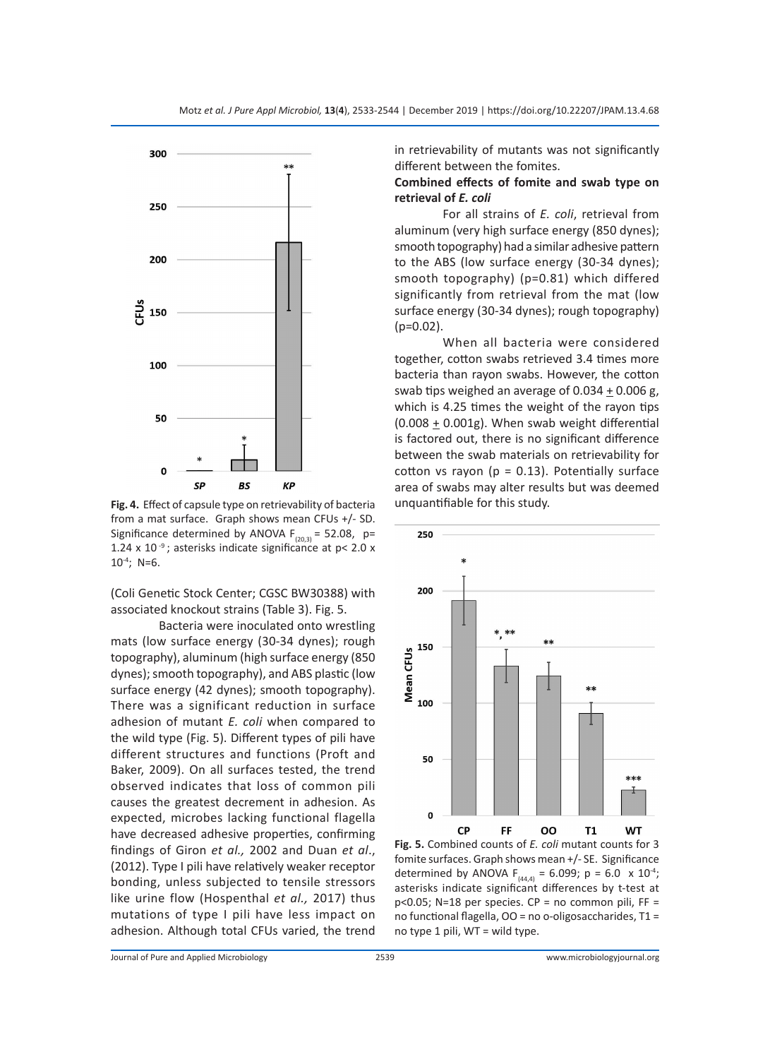Fig. 4. Effect of capsule type on retrievability of bacteria from a mat surface. Graph shows mean CFUs +/- SD. Significance determined by ANOVA $F_{(20,3)} = 52.08$, $p = 1.24 \times 10^{-9}$; asterisks indicate significance at $p < 2.0 \times 10^{-4}$; N=6.

(Coli Genetic Stock Center; CGSC BW30388) with associated knockout strains (Table 3). Fig. 5.

Bacteria were inoculated onto wrestling mats (low surface energy (30-34 dynes); rough topography), aluminum (high surface energy (850 dynes); smooth topography), and ABS plastic (low surface energy (42 dynes); smooth topography). There was a significant reduction in surface adhesion of mutant *E. coli* when compared to the wild type (Fig. 5). Different types of pili have different structures and functions (Proft and Baker, 2009). On all surfaces tested, the trend observed indicates that loss of common pili causes the greatest decrement in adhesion. As expected, microbes lacking functional flagella have decreased adhesive properties, confirming findings of Giron *et al.,* 2002 and Duan *et al.,* (2012). Type I pili have relatively weaker receptor bonding, unless subjected to tensile stressors like urine flow (Hospenthal *et al.,* 2017) thus mutations of type I pili have less impact on adhesion. Although total CFUs varied, the trend in retrievability of mutants was not significantly different between the fomites.

**Combined effects of fomite and swab type on retrieval of *E. coli***

For all strains of *E. coli*, retrieval from aluminum (very high surface energy (850 dynes); smooth topography) had a similar adhesive pattern to the ABS (low surface energy (30-34 dynes); smooth topography) ($p=0.81$) which differed significantly from retrieval from the mat (low surface energy (30-34 dynes); rough topography) ($p=0.02$).

When all bacteria were considered together, cotton swabs retrieved 3.4 times more bacteria than rayon swabs. However, the cotton swab tips weighed an average of $0.034 \pm 0.006$ g, which is 4.25 times the weight of the rayon tips ($0.008 \pm 0.001$g). When swab weight differential is factored out, there is no significant difference between the swab materials on retrievability for cotton vs rayon ($p = 0.13$). Potentially surface area of swabs may alter results but was deemed unquantifiable for this study.

Fig. 5. Combined counts of *E. coli* mutant counts for 3 fomite surfaces. Graph shows mean +/- SE. Significance determined by ANOVA $F_{(44,4)} = 6.099$; $p = 6.0 \times 10^{-4}$; asterisks indicate significant differences by t-test at $p<0.05$; N=18 per species. CP = no common pili, FF = no functional flagella, OO = no o-oligosaccharides, T1 = no type 1 pili, WT = wild type.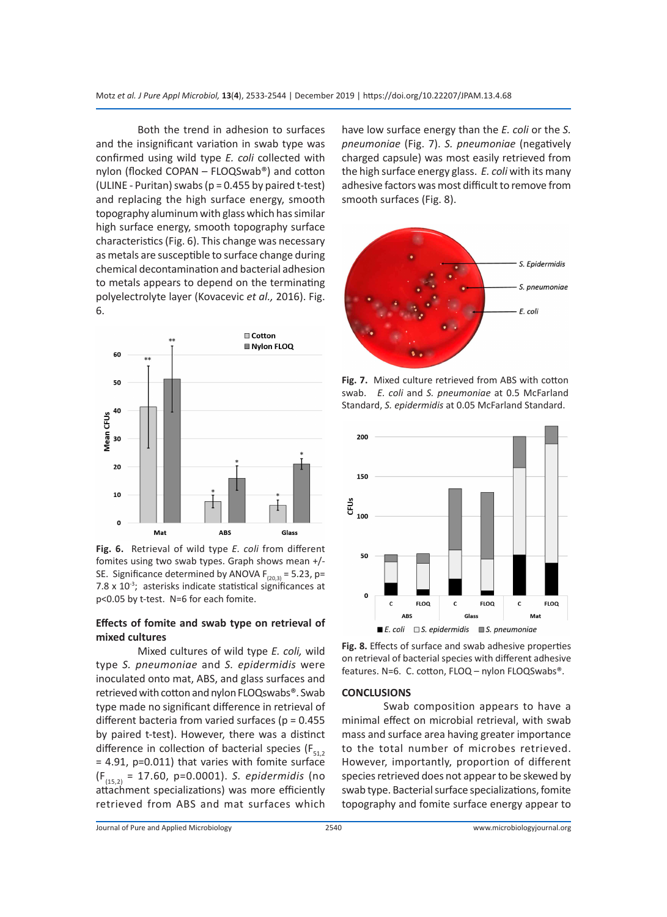Both the trend in adhesion to surfaces and the insignificant variation in swab type was confirmed using wild type *E. coli* collected with nylon (flocked COPAN – FLOQSwab®) and cotton (ULINE - Puritan) swabs (p = 0.455 by paired t-test) and replacing the high surface energy, smooth topography aluminum with glass which has similar high surface energy, smooth topography surface characteristics (Fig. 6). This change was necessary as metals are susceptible to surface change during chemical decontamination and bacterial adhesion to metals appears to depend on the terminating polyelectrolyte layer (Kovacevic *et al.,* 2016). Fig. 6.

**Fig. 6.** Retrieval of wild type *E. coli* from different fomites using two swab types. Graph shows mean +/- SE. Significance determined by ANOVA $F_{(20,3)} = 5.23$, $p = 7.8 \times 10^{-3}$; asterisks indicate statistical significances at $p<0.05$ by t-test. N=6 for each fomite.

## Effects of fomite and swab type on retrieval of mixed cultures

Mixed cultures of wild type *E. coli,* wild type *S. pneumoniae* and *S. epidermidis* were inoculated onto mat, ABS, and glass surfaces and retrieved with cotton and nylon FLOQswabs®. Swab type made no significant difference in retrieval of different bacteria from varied surfaces (p = 0.455 by paired t-test). However, there was a distinct difference in collection of bacterial species ($F_{51,2} = 4.91$, p=0.011) that varies with fomite surface ($F_{(15,2)} = 17.60$, p=0.0001). *S. epidermidis* (no attachment specializations) was more efficiently retrieved from ABS and mat surfaces which have low surface energy than the *E. coli* or the *S. pneumoniae* (Fig. 7). *S. pneumoniae* (negatively charged capsule) was most easily retrieved from the high surface energy glass. *E. coli* with its many adhesive factors was most difficult to remove from smooth surfaces (Fig. 8).

**Fig. 7.** Mixed culture retrieved from ABS with cotton swab. *E. coli* and *S. pneumoniae* at 0.5 McFarland Standard, *S. epidermidis* at 0.05 McFarland Standard.

**Fig. 8.** Effects of surface and swab adhesive properties on retrieval of bacterial species with different adhesive features. N=6. C. cotton, FLOQ – nylon FLOQSwabs®.

## CONCLUSIONS

Swab composition appears to have a minimal effect on microbial retrieval, with swab mass and surface area having greater importance to the total number of microbes retrieved. However, importantly, proportion of different species retrieved does not appear to be skewed by swab type. Bacterial surface specializations, fomite topography and fomite surface energy appear to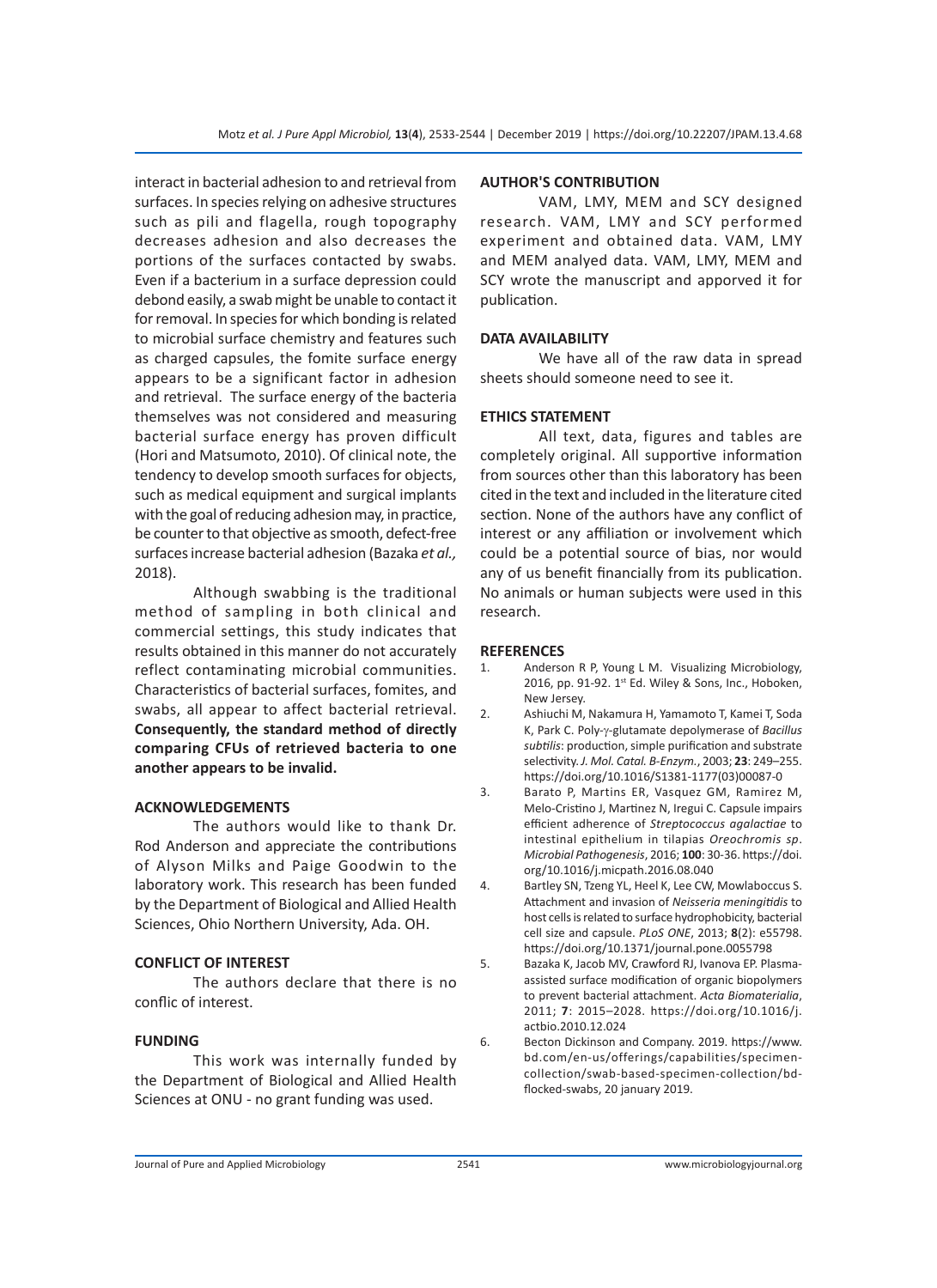interact in bacterial adhesion to and retrieval from surfaces. In species relying on adhesive structures such as pili and flagella, rough topography decreases adhesion and also decreases the portions of the surfaces contacted by swabs. Even if a bacterium in a surface depression could debond easily, a swab might be unable to contact it for removal. In species for which bonding is related to microbial surface chemistry and features such as charged capsules, the fomite surface energy appears to be a significant factor in adhesion and retrieval. The surface energy of the bacteria themselves was not considered and measuring bacterial surface energy has proven difficult (Hori and Matsumoto, 2010). Of clinical note, the tendency to develop smooth surfaces for objects, such as medical equipment and surgical implants with the goal of reducing adhesion may, in practice, be counter to that objective as smooth, defect-free surfaces increase bacterial adhesion (Bazaka *et al.,* 2018).

Although swabbing is the traditional method of sampling in both clinical and commercial settings, this study indicates that results obtained in this manner do not accurately reflect contaminating microbial communities. Characteristics of bacterial surfaces, fomites, and swabs, all appear to affect bacterial retrieval. **Consequently, the standard method of directly comparing CFUs of retrieved bacteria to one another appears to be invalid.**

## ACKNOWLEDGEMENTS

The authors would like to thank Dr. Rod Anderson and appreciate the contributions of Alyson Milks and Paige Goodwin to the laboratory work. This research has been funded by the Department of Biological and Allied Health Sciences, Ohio Northern University, Ada. OH.

## CONFLICT OF INTEREST

The authors declare that there is no conflic of interest.

## FUNDING

This work was internally funded by the Department of Biological and Allied Health Sciences at ONU - no grant funding was used.

## AUTHOR'S CONTRIBUTION

VAM, LMY, MEM and SCY designed research. VAM, LMY and SCY performed experiment and obtained data. VAM, LMY and MEM analyed data. VAM, LMY, MEM and SCY wrote the manuscript and apporved it for publication.

## DATA AVAILABILITY

We have all of the raw data in spread sheets should someone need to see it.

## ETHICS STATEMENT

All text, data, figures and tables are completely original. All supportive information from sources other than this laboratory has been cited in the text and included in the literature cited section. None of the authors have any conflict of interest or any affiliation or involvement which could be a potential source of bias, nor would any of us benefit financially from its publication. No animals or human subjects were used in this research.

## REFERENCES

1. Anderson R P, Young L M. Visualizing Microbiology, 2016, pp. 91-92. 1st Ed. Wiley & Sons, Inc., Hoboken, New Jersey.
2. Ashiuchi M, Nakamura H, Yamamoto T, Kamei T, Soda K, Park C. Poly-γ-glutamate depolymerase of *Bacillus subtilis*: production, simple purification and substrate selectivity. *J. Mol. Catal. B-Enzym.*, 2003; **23**: 249–255. https://doi.org/10.1016/S1381-1177(03)00087-0
3. Barato P, Martins ER, Vasquez GM, Ramirez M, Melo-Cristino J, Martinez N, Iregui C. Capsule impairs efficient adherence of *Streptococcus agalactiae* to intestinal epithelium in tilapias *Oreochromis sp*. *Microbial Pathogenesis*, 2016; **100**: 30-36. https://doi.org/10.1016/j.micpath.2016.08.040
4. Bartley SN, Tzeng YL, Heel K, Lee CW, Mowlaboccus S. Attachment and invasion of *Neisseria meningitidis* to host cells is related to surface hydrophobicity, bacterial cell size and capsule. *PLoS ONE*, 2013; **8**(2): e55798. https://doi.org/10.1371/journal.pone.0055798
5. Bazaka K, Jacob MV, Crawford RJ, Ivanova EP. Plasma-assisted surface modification of organic biopolymers to prevent bacterial attachment. *Acta Biomaterialia*, 2011; **7**: 2015–2028. https://doi.org/10.1016/j.actbio.2010.12.024
6. Becton Dickinson and Company. 2019. https://www.bd.com/en-us/offerings/capabilities/specimen-collection/swab-based-specimen-collection/bd-flocked-swabs, 20 january 2019.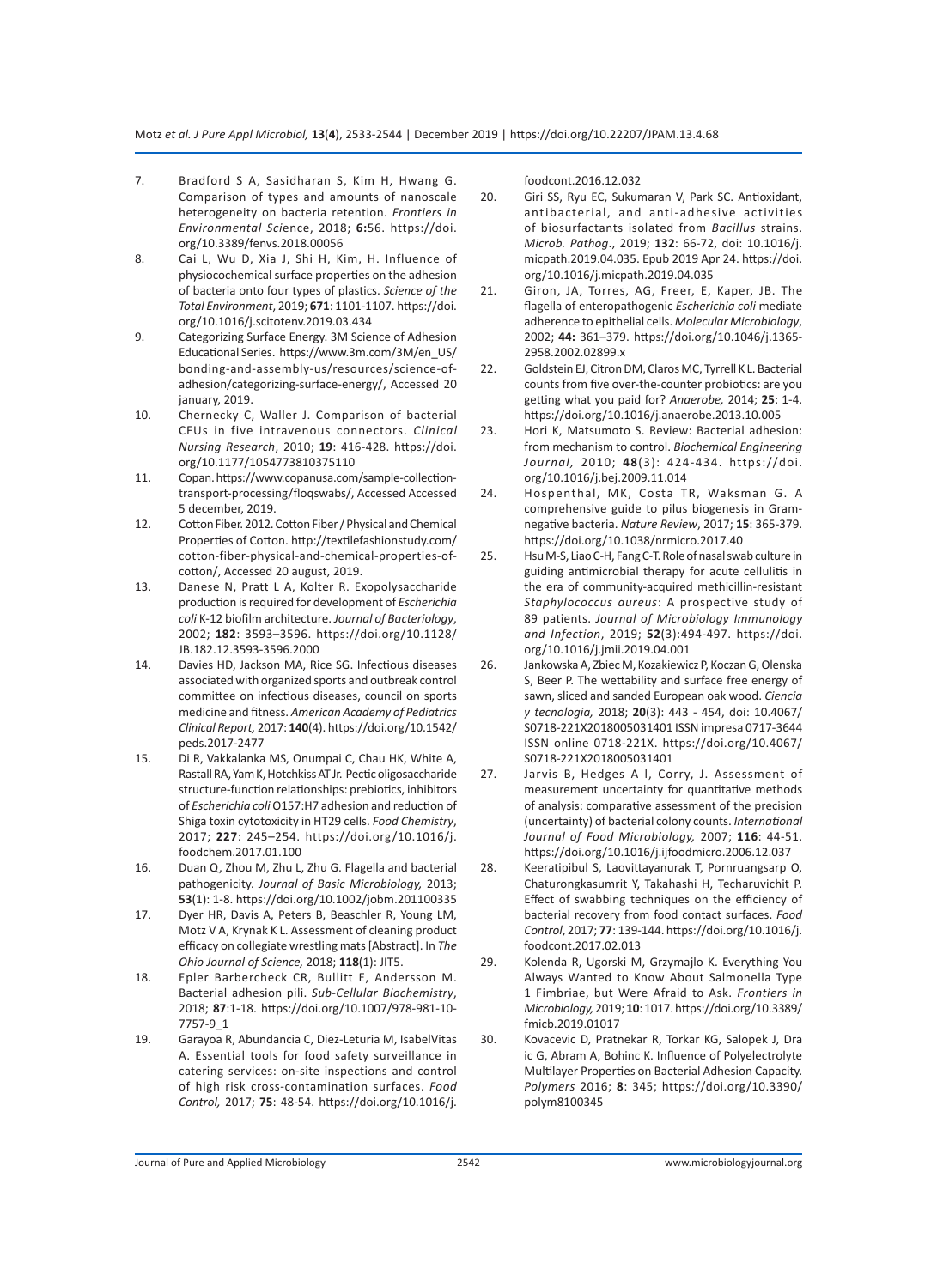7. Bradford S A, Sasidharan S, Kim H, Hwang G. Comparison of types and amounts of nanoscale heterogeneity on bacteria retention. *Frontiers in Environmental Sci*ence, 2018; **6:**56. https://doi.org/10.3389/fenvs.2018.00056
8. Cai L, Wu D, Xia J, Shi H, Kim, H. Influence of physiocochemical surface properties on the adhesion of bacteria onto four types of plastics. *Science of the Total Environment*, 2019; **671**: 1101-1107. https://doi.org/10.1016/j.scitotenv.2019.03.434
9. Categorizing Surface Energy. 3M Science of Adhesion Educational Series. https://www.3m.com/3M/en_US/bonding-and-assembly-us/resources/science-of-adhesion/categorizing-surface-energy/, Accessed 20 january, 2019.
10. Chernecky C, Waller J. Comparison of bacterial CFUs in five intravenous connectors. *Clinical Nursing Research*, 2010; **19**: 416-428. https://doi.org/10.1177/1054773810375110
11. Copan. https://www.copanusa.com/sample-collection-transport-processing/floqswabs/, Accessed Accessed 5 december, 2019.
12. Cotton Fiber. 2012. Cotton Fiber / Physical and Chemical Properties of Cotton. http://textilefashionstudy.com/cotton-fiber-physical-and-chemical-properties-of-cotton/, Accessed 20 august, 2019.
13. Danese N, Pratt L A, Kolter R. Exopolysaccharide production is required for development of *Escherichia coli* K-12 biofilm architecture. *Journal of Bacteriology*, 2002; **182**: 3593–3596. https://doi.org/10.1128/JB.182.12.3593-3596.2000
14. Davies HD, Jackson MA, Rice SG. Infectious diseases associated with organized sports and outbreak control committee on infectious diseases, council on sports medicine and fitness. *American Academy of Pediatrics Clinical Report,* 2017: **140**(4). https://doi.org/10.1542/peds.2017-2477
15. Di R, Vakkalanka MS, Onumpai C, Chau HK, White A, Rastall RA, Yam K, Hotchkiss AT Jr. Pectic oligosaccharide structure-function relationships: prebiotics, inhibitors of *Escherichia coli* O157:H7 adhesion and reduction of Shiga toxin cytotoxicity in HT29 cells. *Food Chemistry*, 2017; **227**: 245–254. https://doi.org/10.1016/j.foodchem.2017.01.100
16. Duan Q, Zhou M, Zhu L, Zhu G. Flagella and bacterial pathogenicity. *Journal of Basic Microbiology,* 2013; **53**(1): 1-8. https://doi.org/10.1002/jobm.201100335
17. Dyer HR, Davis A, Peters B, Beaschler R, Young LM, Motz V A, Krynak K L. Assessment of cleaning product efficacy on collegiate wrestling mats [Abstract]. In *The Ohio Journal of Science,* 2018; **118**(1): JIT5.
18. Epler Barbercheck CR, Bullitt E, Andersson M. Bacterial adhesion pili. *Sub-Cellular Biochemistry*, 2018; **87**:1-18. https://doi.org/10.1007/978-981-10-7757-9_1
19. Garayoa R, Abundancia C, Diez-Leturia M, IsabelVitas A. Essential tools for food safety surveillance in catering services: on-site inspections and control of high risk cross-contamination surfaces. *Food Control,* 2017; **75**: 48-54. https://doi.org/10.1016/j.foodcont.2016.12.032
20. Giri SS, Ryu EC, Sukumaran V, Park SC. Antioxidant, antibacterial, and anti-adhesive activities of biosurfactants isolated from *Bacillus* strains. *Microb. Pathog*., 2019; **132**: 66-72, doi: 10.1016/j.micpath.2019.04.035. Epub 2019 Apr 24. https://doi.org/10.1016/j.micpath.2019.04.035
21. Giron, JA, Torres, AG, Freer, E, Kaper, JB. The flagella of enteropathogenic *Escherichia coli* mediate adherence to epithelial cells. *Molecular Microbiology*, 2002; **44:** 361–379. https://doi.org/10.1046/j.1365-2958.2002.02899.x
22. Goldstein EJ, Citron DM, Claros MC, Tyrrell K L. Bacterial counts from five over-the-counter probiotics: are you getting what you paid for? *Anaerobe,* 2014; **25**: 1-4. https://doi.org/10.1016/j.anaerobe.2013.10.005
23. Hori K, Matsumoto S. Review: Bacterial adhesion: from mechanism to control. *Biochemical Engineering Journal*, 2010; **48**(3): 424-434. https://doi.org/10.1016/j.bej.2009.11.014
24. Hospenthal, MK, Costa TR, Waksman G. A comprehensive guide to pilus biogenesis in Gram-negative bacteria. *Nature Review*, 2017; **15**: 365-379. https://doi.org/10.1038/nrmicro.2017.40
25. Hsu M-S, Liao C-H, Fang C-T. Role of nasal swab culture in guiding antimicrobial therapy for acute cellulitis in the era of community-acquired methicillin-resistant *Staphylococcus aureus*: A prospective study of 89 patients. *Journal of Microbiology Immunology and Infection*, 2019; **52**(3):494-497. https://doi.org/10.1016/j.jmii.2019.04.001
26. Jankowska A, Zbiec M, Kozakiewicz P, Koczan G, Olenska S, Beer P. The wettability and surface free energy of sawn, sliced and sanded European oak wood. *Ciencia y tecnologia,* 2018; **20**(3): 443 - 454, doi: 10.4067/S0718-221X2018005031401 ISSN impresa 0717-3644 ISSN online 0718-221X. https://doi.org/10.4067/S0718-221X2018005031401
27. Jarvis B, Hedges A l, Corry, J. Assessment of measurement uncertainty for quantitative methods of analysis: comparative assessment of the precision (uncertainty) of bacterial colony counts. *International Journal of Food Microbiology,* 2007; **116**: 44-51. https://doi.org/10.1016/j.ijfoodmicro.2006.12.037
28. Keeratipibul S, Laovittayanurak T, Pornruangsarp O, Chaturongkasumrit Y, Takahashi H, Techaruvichit P. Effect of swabbing techniques on the efficiency of bacterial recovery from food contact surfaces. *Food Control*, 2017; **77**: 139-144. https://doi.org/10.1016/j.foodcont.2017.02.013
29. Kolenda R, Ugorski M, Grzymajlo K. Everything You Always Wanted to Know About Salmonella Type 1 Fimbriae, but Were Afraid to Ask. *Frontiers in Microbiology,* 2019; **10**: 1017. https://doi.org/10.3389/fmicb.2019.01017
30. Kovacevic D, Pratnekar R, Torkar KG, Salopek J, Dra ic G, Abram A, Bohinc K. Influence of Polyelectrolyte Multilayer Properties on Bacterial Adhesion Capacity. *Polymers* 2016; **8**: 345; https://doi.org/10.3390/polym8100345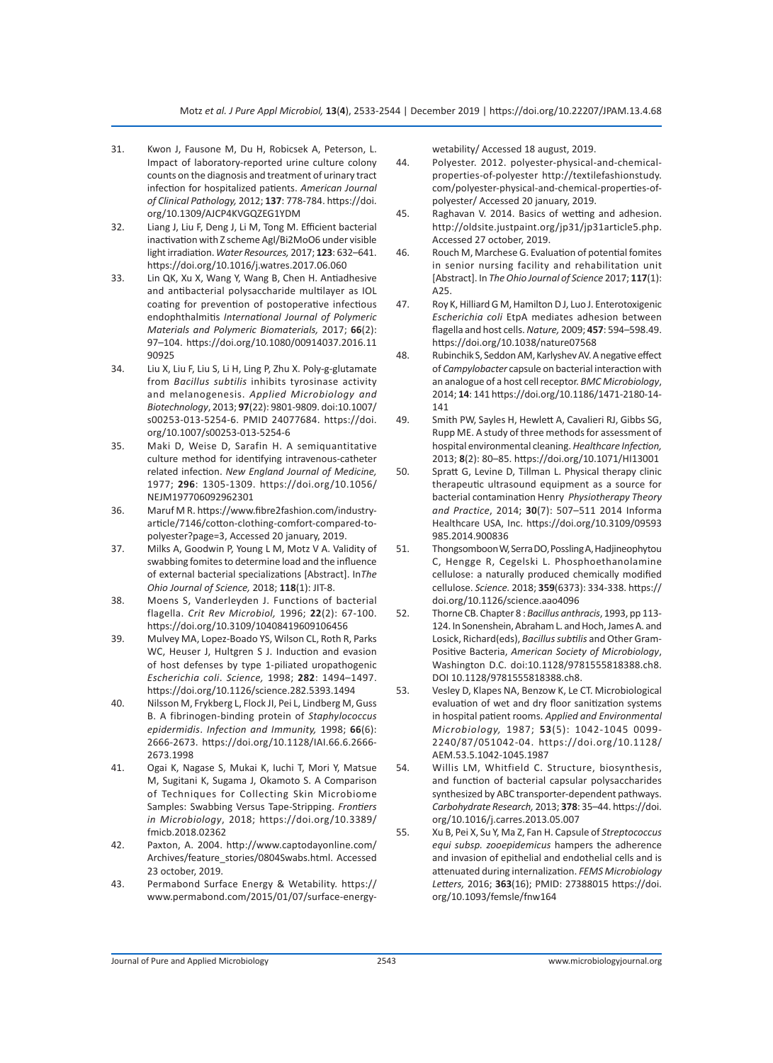31. Kwon J, Fausone M, Du H, Robicsek A, Peterson, L. Impact of laboratory-reported urine culture colony counts on the diagnosis and treatment of urinary tract infection for hospitalized patients. *American Journal of Clinical Pathology,* 2012; **137**: 778-784. https://doi.org/10.1309/AJCP4KVGQZEG1YDM
32. Liang J, Liu F, Deng J, Li M, Tong M. Efficient bacterial inactivation with Z scheme AgI/Bi2MoO6 under visible light irradiation. *Water Resources,* 2017; **123**: 632–641. https://doi.org/10.1016/j.watres.2017.06.060
33. Lin QK, Xu X, Wang Y, Wang B, Chen H. Antiadhesive and antibacterial polysaccharide multilayer as IOL coating for prevention of postoperative infectious endophthalmitis *International Journal of Polymeric Materials and Polymeric Biomaterials,* 2017; **66**(2): 97–104. https://doi.org/10.1080/00914037.2016.1190925
34. Liu X, Liu F, Liu S, Li H, Ling P, Zhu X. Poly-g-glutamate from *Bacillus subtilis* inhibits tyrosinase activity and melanogenesis. *Applied Microbiology and Biotechnology*, 2013; **97**(22): 9801-9809. doi:10.1007/s00253-013-5254-6. PMID 24077684. https://doi.org/10.1007/s00253-013-5254-6
35. Maki D, Weise D, Sarafin H. A semiquantitative culture method for identifying intravenous-catheter related infection. *New England Journal of Medicine,* 1977; **296**: 1305-1309. https://doi.org/10.1056/NEJM197706092962301
36. Maruf M R. https://www.fibre2fashion.com/industry-article/7146/cotton-clothing-comfort-compared-to-polyester?page=3, Accessed 20 january, 2019.
37. Milks A, Goodwin P, Young L M, Motz V A. Validity of swabbing fomites to determine load and the influence of external bacterial specializations [Abstract]. In*The Ohio Journal of Science,* 2018; **118**(1): JIT-8.
38. Moens S, Vanderleyden J. Functions of bacterial flagella. *Crit Rev Microbiol,* 1996; **22**(2): 67-100. https://doi.org/10.3109/10408419609106456
39. Mulvey MA, Lopez-Boado YS, Wilson CL, Roth R, Parks WC, Heuser J, Hultgren S J. Induction and evasion of host defenses by type 1-piliated uropathogenic *Escherichia coli*. *Science,* 1998; **282**: 1494–1497. https://doi.org/10.1126/science.282.5393.1494
40. Nilsson M, Frykberg L, Flock JI, Pei L, Lindberg M, Guss B. A fibrinogen-binding protein of *Staphylococcus epidermidis*. *Infection and Immunity,* 1998; **66**(6): 2666-2673. https://doi.org/10.1128/IAI.66.6.2666-2673.1998
41. Ogai K, Nagase S, Mukai K, Iuchi T, Mori Y, Matsue M, Sugitani K, Sugama J, Okamoto S. A Comparison of Techniques for Collecting Skin Microbiome Samples: Swabbing Versus Tape-Stripping. *Frontiers in Microbiology*, 2018; https://doi.org/10.3389/fmicb.2018.02362
42. Paxton, A. 2004. http://www.captodayonline.com/Archives/feature_stories/0804Swabs.html. Accessed 23 october, 2019.
43. Permabond Surface Energy & Wetability. https://www.permabond.com/2015/01/07/surface-energy-wetability/ Accessed 18 august, 2019.
44. Polyester. 2012. polyester-physical-and-chemical-properties-of-polyester http://textilefashionstudy.com/polyester-physical-and-chemical-properties-of-polyester/ Accessed 20 january, 2019.
45. Raghavan V. 2014. Basics of wetting and adhesion. http://oldsite.justpaint.org/jp31/jp31article5.php. Accessed 27 october, 2019.
46. Rouch M, Marchese G. Evaluation of potential fomites in senior nursing facility and rehabilitation unit [Abstract]. In *The Ohio Journal of Science* 2017; **117**(1): A25.
47. Roy K, Hilliard G M, Hamilton D J, Luo J. Enterotoxigenic *Escherichia coli* EtpA mediates adhesion between flagella and host cells. *Nature,* 2009; **457**: 594–598.49. https://doi.org/10.1038/nature07568
48. Rubinchik S, Seddon AM, Karlyshev AV. A negative effect of *Campylobacter* capsule on bacterial interaction with an analogue of a host cell receptor. *BMC Microbiology*, 2014; **14**: 141 https://doi.org/10.1186/1471-2180-14-141
49. Smith PW, Sayles H, Hewlett A, Cavalieri RJ, Gibbs SG, Rupp ME. A study of three methods for assessment of hospital environmental cleaning. *Healthcare Infection,* 2013; **8**(2): 80–85. https://doi.org/10.1071/HI13001
50. Spratt G, Levine D, Tillman L. Physical therapy clinic therapeutic ultrasound equipment as a source for bacterial contamination Henry *Physiotherapy Theory and Practice*, 2014; **30**(7): 507–511 2014 Informa Healthcare USA, Inc. https://doi.org/10.3109/09593985.2014.900836
51. Thongsomboon W, Serra DO, Possling A, Hadjineophytou C, Hengge R, Cegelski L. Phosphoethanolamine cellulose: a naturally produced chemically modified cellulose. *Science.* 2018; **359**(6373): 334-338. https://doi.org/10.1126/science.aao4096
52. Thorne CB. Chapter 8 : *Bacillus anthracis*, 1993, pp 113-124. In Sonenshein, Abraham L. and Hoch, James A. and Losick, Richard(eds), *Bacillus subtilis* and Other Gram-Positive Bacteria, *American Society of Microbiology*, Washington D.C. doi:10.1128/9781555818388.ch8. DOI 10.1128/9781555818388.ch8.
53. Vesley D, Klapes NA, Benzow K, Le CT. Microbiological evaluation of wet and dry floor sanitization systems in hospital patient rooms. *Applied and Environmental Microbiology,* 1987; **53**(5): 1042-1045 0099-2240/87/051042-04. https://doi.org/10.1128/AEM.53.5.1042-1045.1987
54. Willis LM, Whitfield C. Structure, biosynthesis, and function of bacterial capsular polysaccharides synthesized by ABC transporter-dependent pathways. *Carbohydrate Research,* 2013; **378**: 35–44. https://doi.org/10.1016/j.carres.2013.05.007
55. Xu B, Pei X, Su Y, Ma Z, Fan H. Capsule of *Streptococcus equi subsp. zooepidemicus* hampers the adherence and invasion of epithelial and endothelial cells and is attenuated during internalization. *FEMS Microbiology Letters,* 2016; **363**(16); PMID: 27388015 https://doi.org/10.1093/femsle/fnw164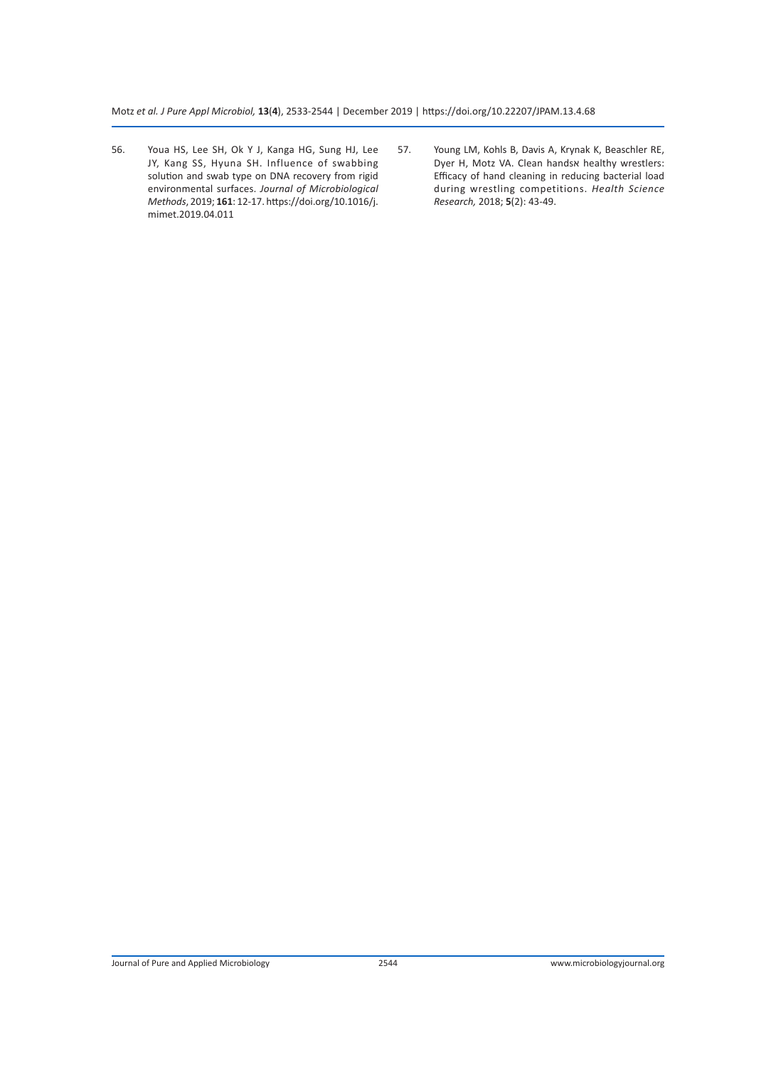56. Youa HS, Lee SH, Ok Y J, Kanga HG, Sung HJ, Lee JY, Kang SS, Hyuna SH. Influence of swabbing solution and swab type on DNA recovery from rigid environmental surfaces. *Journal of Microbiological Methods*, 2019; **161**: 12-17. https://doi.org/10.1016/j.mimet.2019.04.011

57. Young LM, Kohls B, Davis A, Krynak K, Beaschler RE, Dyer H, Motz VA. Clean handsא healthy wrestlers: Efficacy of hand cleaning in reducing bacterial load during wrestling competitions. *Health Science Research,* 2018; **5**(2): 43-49.